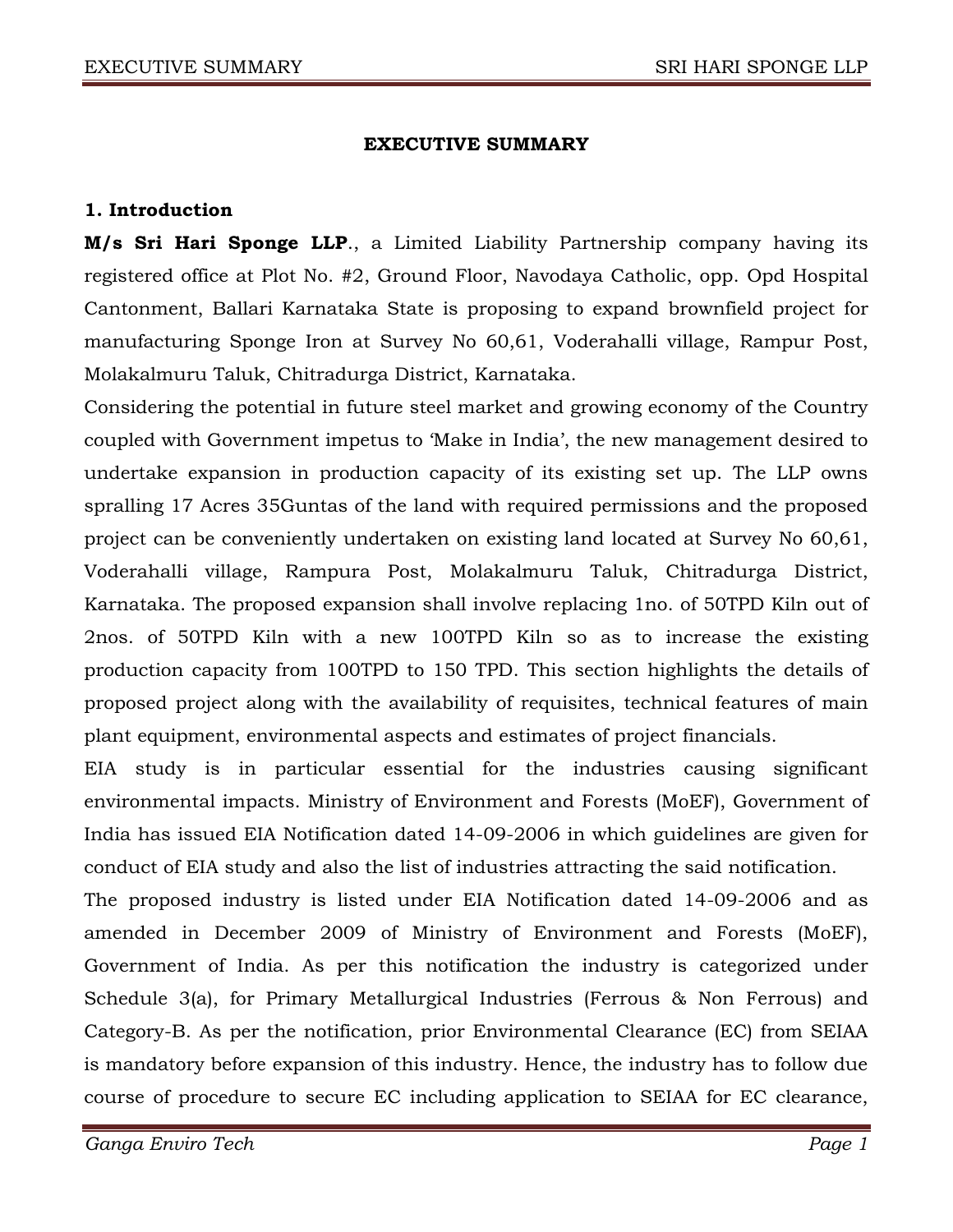# EXECUTIVE SUMMARY

## 1. Introduction

**M/s Sri Hari Sponge LLP**., a Limited Liability Partnership company having its registered office at Plot No. #2, Ground Floor, Navodaya Catholic, opp. Opd Hospital Cantonment, Ballari Karnataka State is proposing to expand brownfield project for manufacturing Sponge Iron at Survey No 60,61, Voderahalli village, Rampur Post, Molakalmuru Taluk, Chitradurga District, Karnataka.

Considering the potential in future steel market and growing economy of the Country coupled with Government impetus to 'Make in India', the new management desired to undertake expansion in production capacity of its existing set up. The LLP owns spralling 17 Acres 35Guntas of the land with required permissions and the proposed project can be conveniently undertaken on existing land located at Survey No 60,61, Voderahalli village, Rampura Post, Molakalmuru Taluk, Chitradurga District, Karnataka. The proposed expansion shall involve replacing 1no. of 50TPD Kiln out of 2nos. of 50TPD Kiln with a new 100TPD Kiln so as to increase the existing production capacity from 100TPD to 150 TPD. This section highlights the details of proposed project along with the availability of requisites, technical features of main plant equipment, environmental aspects and estimates of project financials.

EIA study is in particular essential for the industries causing significant environmental impacts. Ministry of Environment and Forests (MoEF), Government of India has issued EIA Notification dated 14-09-2006 in which guidelines are given for conduct of EIA study and also the list of industries attracting the said notification.

The proposed industry is listed under EIA Notification dated 14-09-2006 and as amended in December 2009 of Ministry of Environment and Forests (MoEF), Government of India. As per this notification the industry is categorized under Schedule 3(a), for Primary Metallurgical Industries (Ferrous & Non Ferrous) and Category-B. As per the notification, prior Environmental Clearance (EC) from SEIAA is mandatory before expansion of this industry. Hence, the industry has to follow due course of procedure to secure EC including application to SEIAA for EC clearance,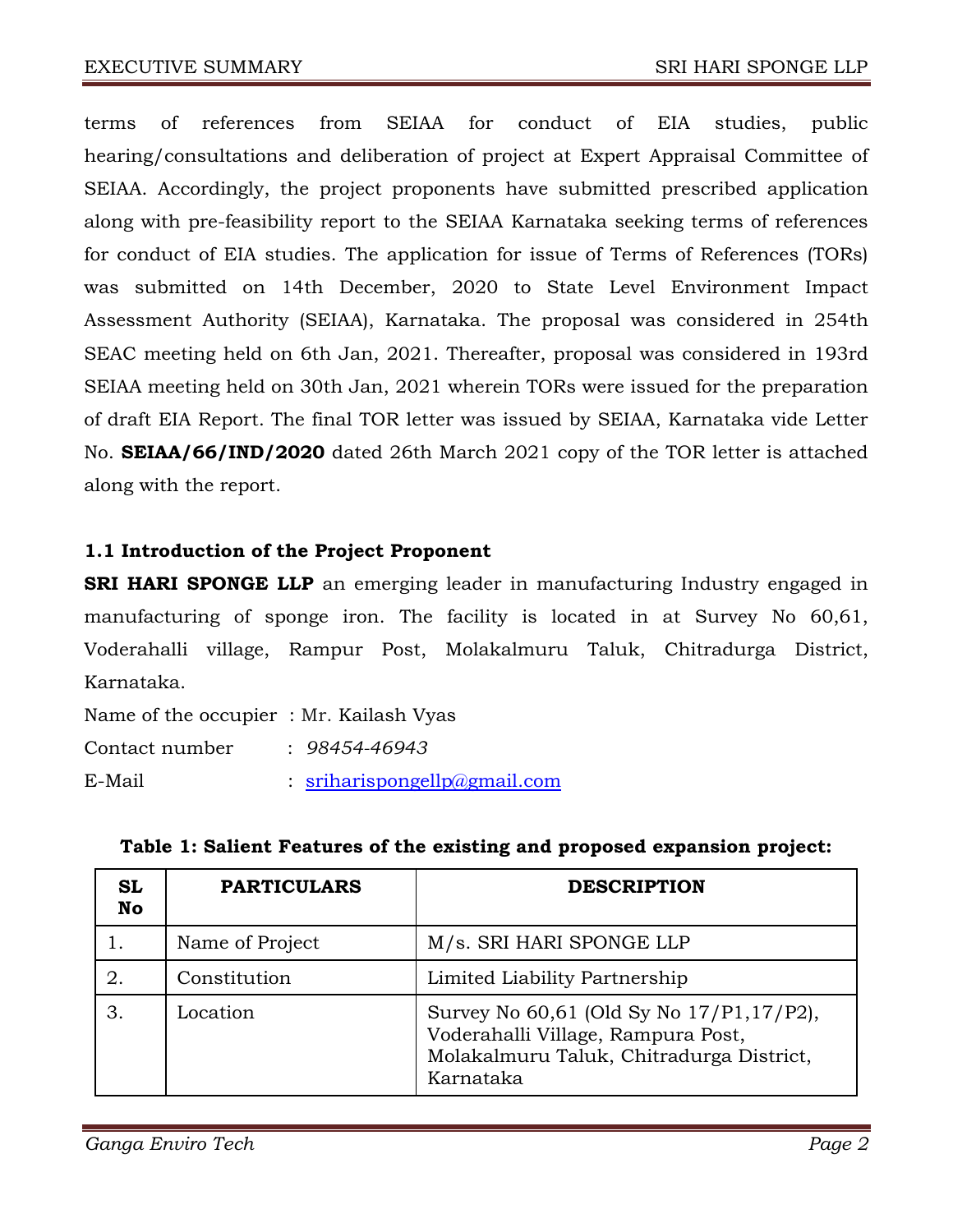terms of references from SEIAA for conduct of EIA studies, public hearing/consultations and deliberation of project at Expert Appraisal Committee of SEIAA. Accordingly, the project proponents have submitted prescribed application along with pre-feasibility report to the SEIAA Karnataka seeking terms of references for conduct of EIA studies. The application for issue of Terms of References (TORs) was submitted on 14th December, 2020 to State Level Environment Impact Assessment Authority (SEIAA), Karnataka. The proposal was considered in 254th SEAC meeting held on 6th Jan, 2021. Thereafter, proposal was considered in 193rd SEIAA meeting held on 30th Jan, 2021 wherein TORs were issued for the preparation of draft EIA Report. The final TOR letter was issued by SEIAA, Karnataka vide Letter No. **SEIAA/66/IND/2020** dated 26th March 2021 copy of the TOR letter is attached along with the report.

### 1.1 Introduction of the Project Proponent

**SRI HARI SPONGE LLP** an emerging leader in manufacturing Industry engaged in manufacturing of sponge iron. The facility is located in at Survey No 60,61, Voderahalli village, Rampur Post, Molakalmuru Taluk, Chitradurga District, Karnataka.

Name of the occupier : Mr. Kailash Vyas

Contact number : *98454-46943*

E-Mail : sriharispongellp@gmail.com

**Table 1: Salient Features of the existing and proposed expansion project:**

| SL No | PARTICULARS | DESCRIPTION |
|---|---|---|
| 1. | Name of Project | M/s. SRI HARI SPONGE LLP |
| 2. | Constitution | Limited Liability Partnership |
| 3. | Location | Survey No 60,61 (Old Sy No 17/P1,17/P2), Voderahalli Village, Rampura Post, Molakalmuru Taluk, Chitradurga District, Karnataka |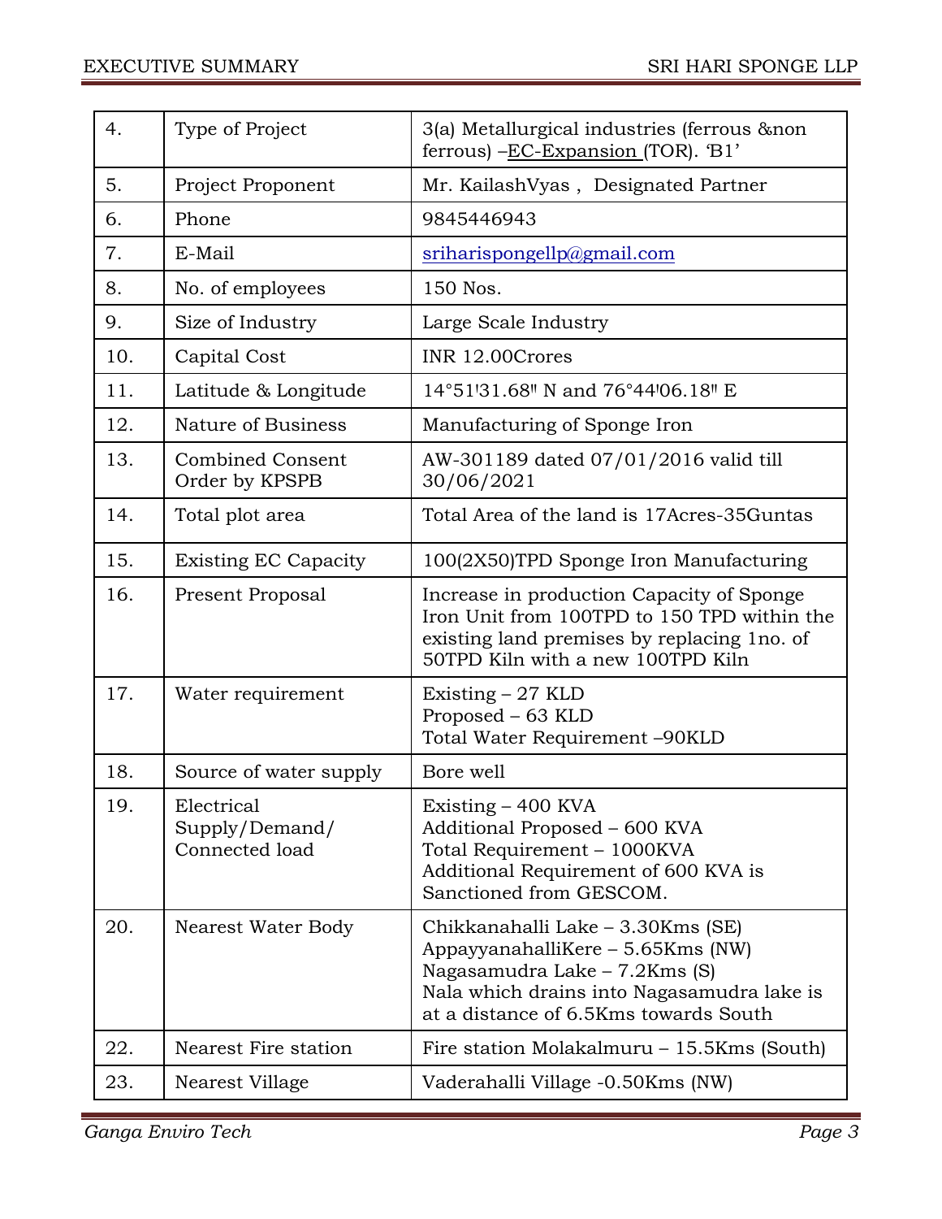| 4. | Type of Project | 3(a) Metallurgical industries (ferrous &non ferrous) –EC-Expansion (TOR). 'B1' |
|---|---|---|
| 5. | Project Proponent | Mr. KailashVyas , Designated Partner |
| 6. | Phone | 9845446943 |
| 7. | E-Mail | sriharispongellp@gmail.com |
| 8. | No. of employees | 150 Nos. |
| 9. | Size of Industry | Large Scale Industry |
| 10. | Capital Cost | INR 12.00Crores |
| 11. | Latitude & Longitude | 14°51'31.68" N and 76°44'06.18" E |
| 12. | Nature of Business | Manufacturing of Sponge Iron |
| 13. | Combined Consent Order by KPSPB | AW-301189 dated 07/01/2016 valid till 30/06/2021 |
| 14. | Total plot area | Total Area of the land is 17Acres-35Guntas |
| 15. | Existing EC Capacity | 100(2X50)TPD Sponge Iron Manufacturing |
| 16. | Present Proposal | Increase in production Capacity of Sponge Iron Unit from 100TPD to 150 TPD within the existing land premises by replacing 1no. of 50TPD Kiln with a new 100TPD Kiln |
| 17. | Water requirement | Existing – 27 KLD<br>Proposed – 63 KLD<br>Total Water Requirement –90KLD |
| 18. | Source of water supply | Bore well |
| 19. | Electrical Supply/Demand/ Connected load | Existing – 400 KVA<br>Additional Proposed – 600 KVA<br>Total Requirement – 1000KVA<br>Additional Requirement of 600 KVA is Sanctioned from GESCOM. |
| 20. | Nearest Water Body | Chikkanahalli Lake – 3.30Kms (SE)<br>AppayyanahalliKere – 5.65Kms (NW)<br>Nagasamudra Lake – 7.2Kms (S)<br>Nala which drains into Nagasamudra lake is at a distance of 6.5Kms towards South |
| 22. | Nearest Fire station | Fire station Molakalmuru – 15.5Kms (South) |
| 23. | Nearest Village | Vaderahalli Village -0.50Kms (NW) |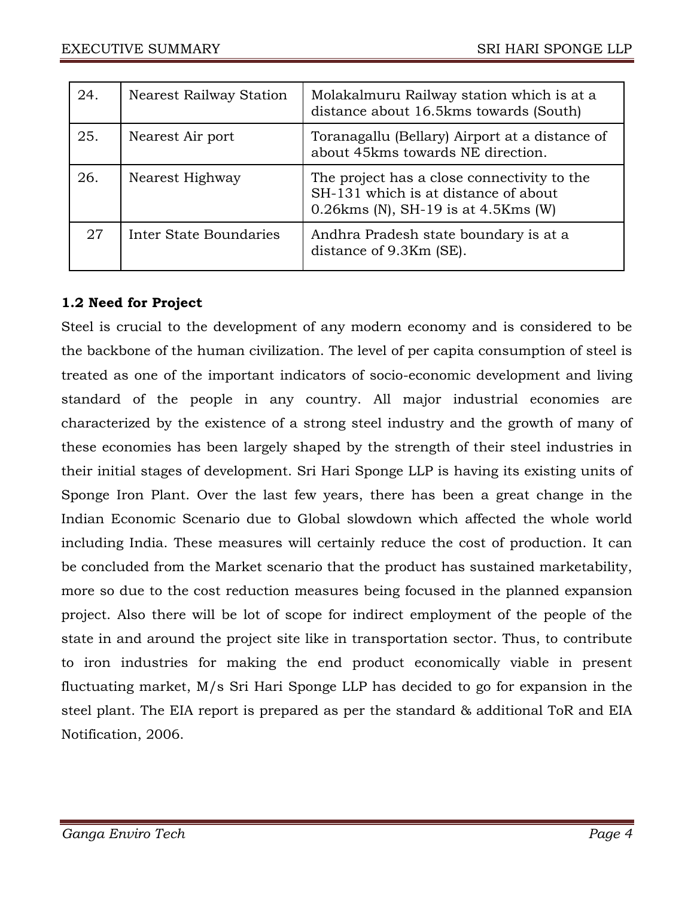| 24. | Nearest Railway Station | Molakalmuru Railway station which is at a distance about 16.5kms towards (South) |
|---|---|---|
| 25. | Nearest Air port | Toranagallu (Bellary) Airport at a distance of about 45kms towards NE direction. |
| 26. | Nearest Highway | The project has a close connectivity to the SH-131 which is at distance of about 0.26kms (N), SH-19 is at 4.5Kms (W) |
| 27 | Inter State Boundaries | Andhra Pradesh state boundary is at a distance of 9.3Km (SE). |

### 1.2 Need for Project

Steel is crucial to the development of any modern economy and is considered to be the backbone of the human civilization. The level of per capita consumption of steel is treated as one of the important indicators of socio-economic development and living standard of the people in any country. All major industrial economies are characterized by the existence of a strong steel industry and the growth of many of these economies has been largely shaped by the strength of their steel industries in their initial stages of development. Sri Hari Sponge LLP is having its existing units of Sponge Iron Plant. Over the last few years, there has been a great change in the Indian Economic Scenario due to Global slowdown which affected the whole world including India. These measures will certainly reduce the cost of production. It can be concluded from the Market scenario that the product has sustained marketability, more so due to the cost reduction measures being focused in the planned expansion project. Also there will be lot of scope for indirect employment of the people of the state in and around the project site like in transportation sector. Thus, to contribute to iron industries for making the end product economically viable in present fluctuating market, M/s Sri Hari Sponge LLP has decided to go for expansion in the steel plant. The EIA report is prepared as per the standard & additional ToR and EIA Notification, 2006.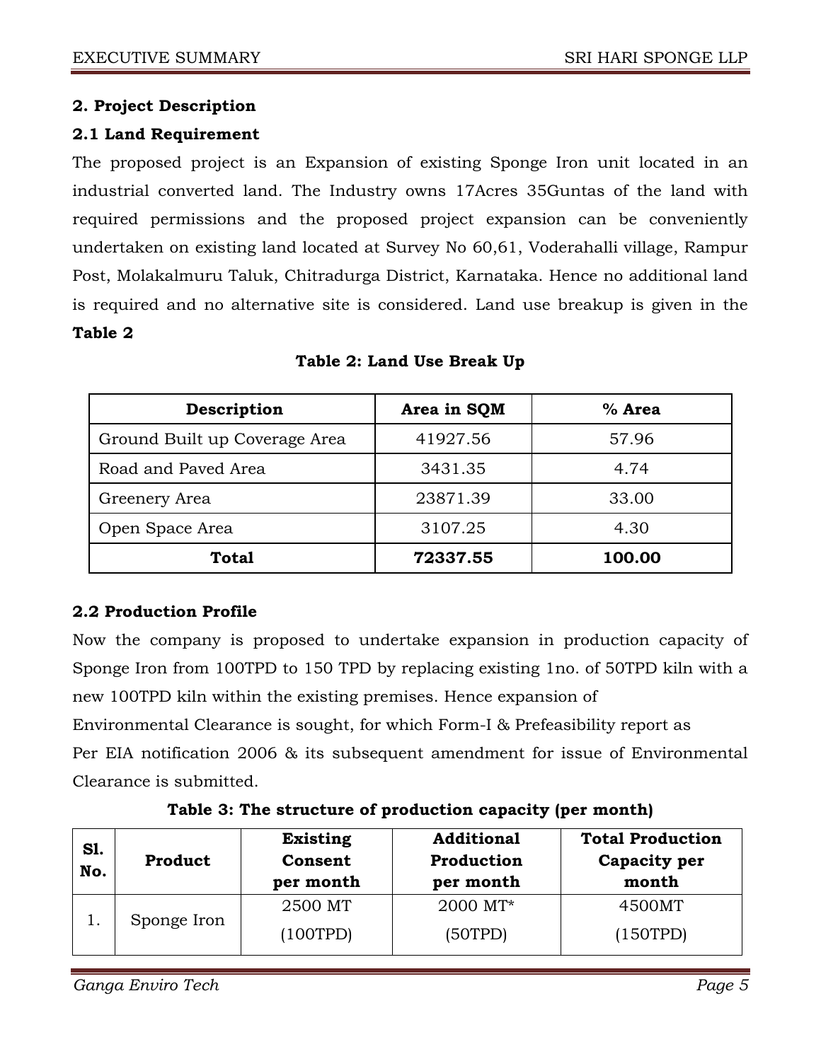## 2. Project Description

### 2.1 Land Requirement

The proposed project is an Expansion of existing Sponge Iron unit located in an industrial converted land. The Industry owns 17Acres 35Guntas of the land with required permissions and the proposed project expansion can be conveniently undertaken on existing land located at Survey No 60,61, Voderahalli village, Rampur Post, Molakalmuru Taluk, Chitradurga District, Karnataka. Hence no additional land is required and no alternative site is considered. Land use breakup is given in the **Table 2**

**Table 2: Land Use Break Up**

| Description | Area in SQM | % Area |
|---|---|---|
| Ground Built up Coverage Area | 41927.56 | 57.96 |
| Road and Paved Area | 3431.35 | 4.74 |
| Greenery Area | 23871.39 | 33.00 |
| Open Space Area | 3107.25 | 4.30 |
| **Total** | **72337.55** | **100.00** |

### 2.2 Production Profile

Now the company is proposed to undertake expansion in production capacity of Sponge Iron from 100TPD to 150 TPD by replacing existing 1no. of 50TPD kiln with a new 100TPD kiln within the existing premises. Hence expansion of Environmental Clearance is sought, for which Form-I & Prefeasibility report as Per EIA notification 2006 & its subsequent amendment for issue of Environmental Clearance is submitted.

**Table 3: The structure of production capacity (per month)**

| Sl. No. | Product | Existing Consent per month | Additional Production per month | Total Production Capacity per month |
|---|---|---|---|---|
| 1. | Sponge Iron | 2500 MT (100TPD) | 2000 MT* (50TPD) | 4500MT (150TPD) |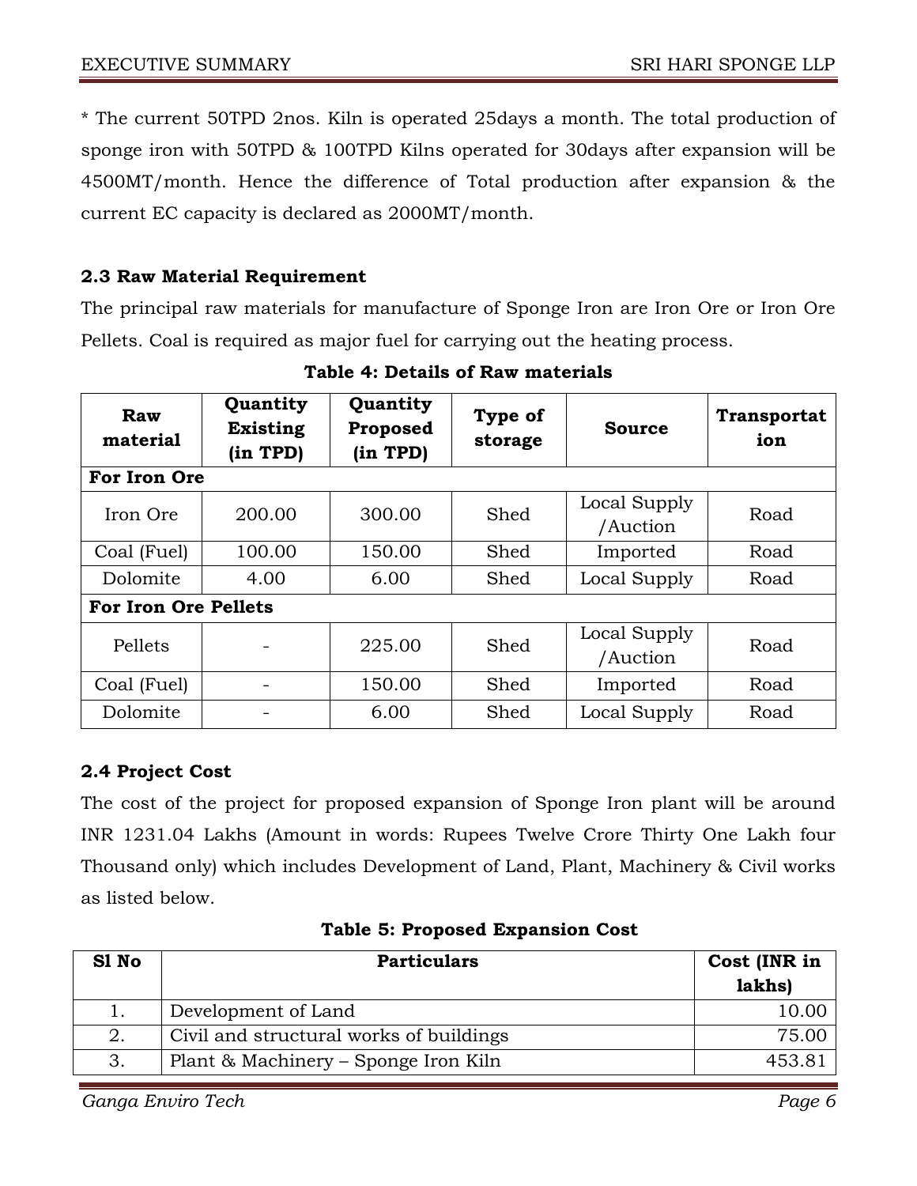* The current 50TPD 2nos. Kiln is operated 25days a month. The total production of sponge iron with 50TPD & 100TPD Kilns operated for 30days after expansion will be 4500MT/month. Hence the difference of Total production after expansion & the current EC capacity is declared as 2000MT/month.

### 2.3 Raw Material Requirement

The principal raw materials for manufacture of Sponge Iron are Iron Ore or Iron Ore Pellets. Coal is required as major fuel for carrying out the heating process.

**Table 4: Details of Raw materials**

| Raw material | Quantity Existing (in TPD) | Quantity Proposed (in TPD) | Type of storage | Source | Transportation |
|---|---|---|---|---|---|
| **For Iron Ore** | | | | | |
| Iron Ore | 200.00 | 300.00 | Shed | Local Supply /Auction | Road |
| Coal (Fuel) | 100.00 | 150.00 | Shed | Imported | Road |
| Dolomite | 4.00 | 6.00 | Shed | Local Supply | Road |
| **For Iron Ore Pellets** | | | | | |
| Pellets | - | 225.00 | Shed | Local Supply /Auction | Road |
| Coal (Fuel) | - | 150.00 | Shed | Imported | Road |
| Dolomite | - | 6.00 | Shed | Local Supply | Road |

### 2.4 Project Cost

The cost of the project for proposed expansion of Sponge Iron plant will be around INR 1231.04 Lakhs (Amount in words: Rupees Twelve Crore Thirty One Lakh four Thousand only) which includes Development of Land, Plant, Machinery & Civil works as listed below.

**Table 5: Proposed Expansion Cost**

| Sl No | Particulars | Cost (INR in lakhs) |
|---|---|---|
| 1. | Development of Land | 10.00 |
| 2. | Civil and structural works of buildings | 75.00 |
| 3. | Plant & Machinery – Sponge Iron Kiln | 453.81 |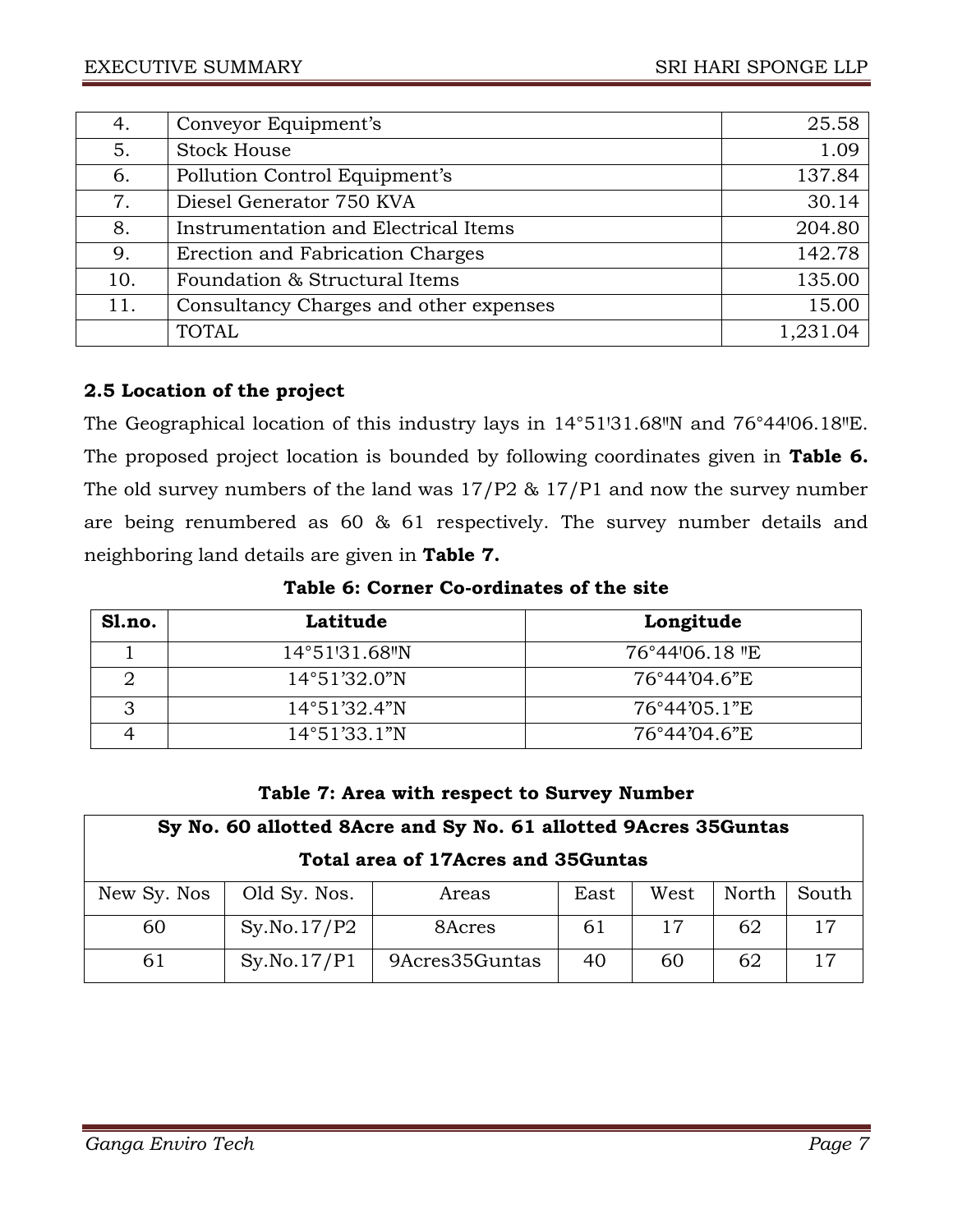| 4. | Conveyor Equipment's | 25.58 |
|---|---|---|
| 5. | Stock House | 1.09 |
| 6. | Pollution Control Equipment's | 137.84 |
| 7. | Diesel Generator 750 KVA | 30.14 |
| 8. | Instrumentation and Electrical Items | 204.80 |
| 9. | Erection and Fabrication Charges | 142.78 |
| 10. | Foundation & Structural Items | 135.00 |
| 11. | Consultancy Charges and other expenses | 15.00 |
| | TOTAL | 1,231.04 |

### 2.5 Location of the project

The Geographical location of this industry lays in 14°51'31.68"N and 76°44'06.18"E. The proposed project location is bounded by following coordinates given in **Table 6.** The old survey numbers of the land was 17/P2 & 17/P1 and now the survey number are being renumbered as 60 & 61 respectively. The survey number details and neighboring land details are given in **Table 7.**

**Table 6: Corner Co-ordinates of the site**

| Sl.no. | Latitude | Longitude |
|---|---|---|
| 1 | 14°51'31.68"N | 76°44'06.18 "E |
| 2 | 14°51'32.0"N | 76°44'04.6"E |
| 3 | 14°51'32.4"N | 76°44'05.1"E |
| 4 | 14°51'33.1"N | 76°44'04.6"E |

**Table 7: Area with respect to Survey Number**

| **Sy No. 60 allotted 8Acre and Sy No. 61 allotted 9Acres 35Guntas Total area of 17Acres and 35Guntas** | | | | | | |
|---|---|---|---|---|---|---|
| New Sy. Nos | Old Sy. Nos. | Areas | East | West | North | South |
| 60 | Sy.No.17/P2 | 8Acres | 61 | 17 | 62 | 17 |
| 61 | Sy.No.17/P1 | 9Acres35Guntas | 40 | 60 | 62 | 17 |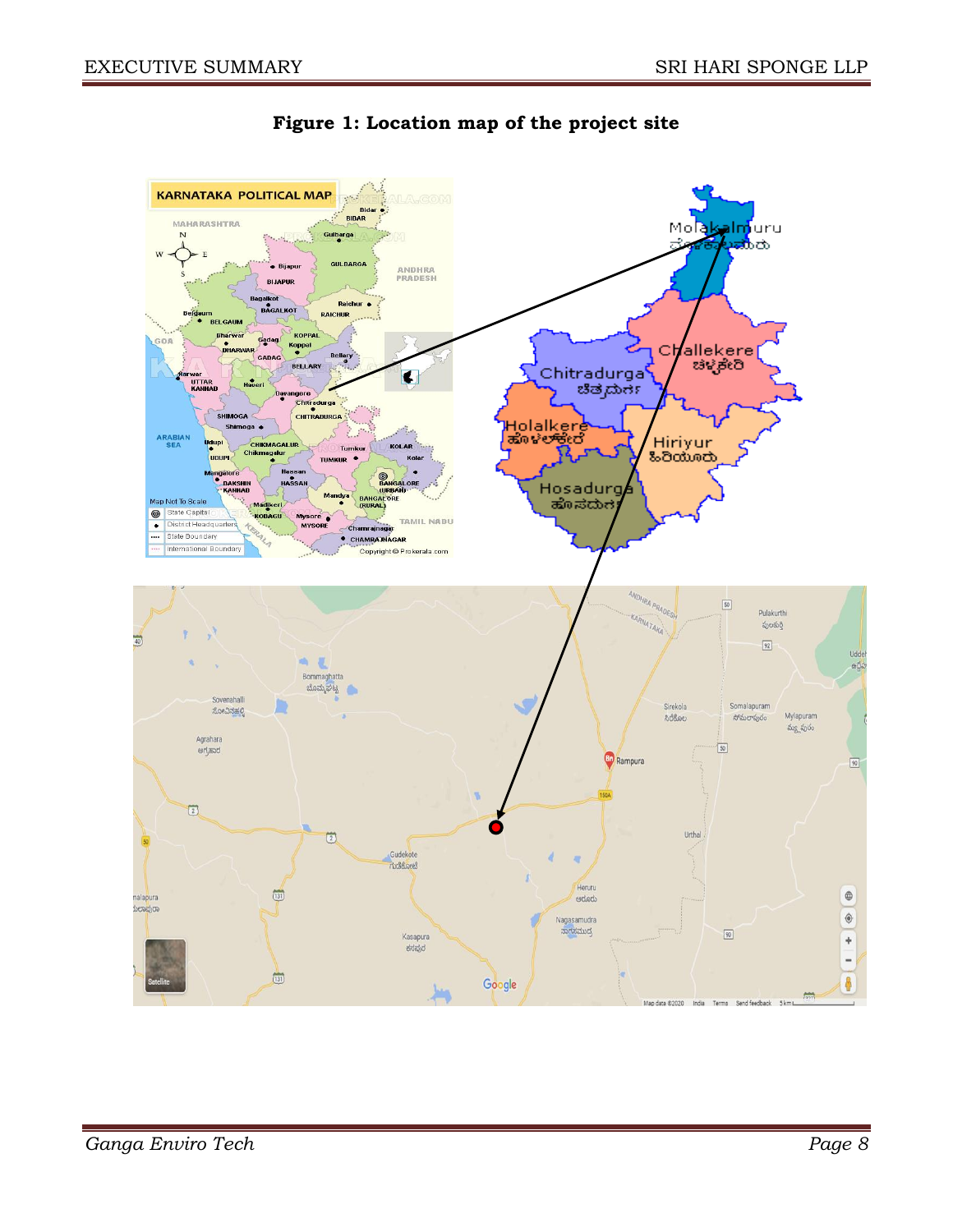**Figure 1: Location map of the project site**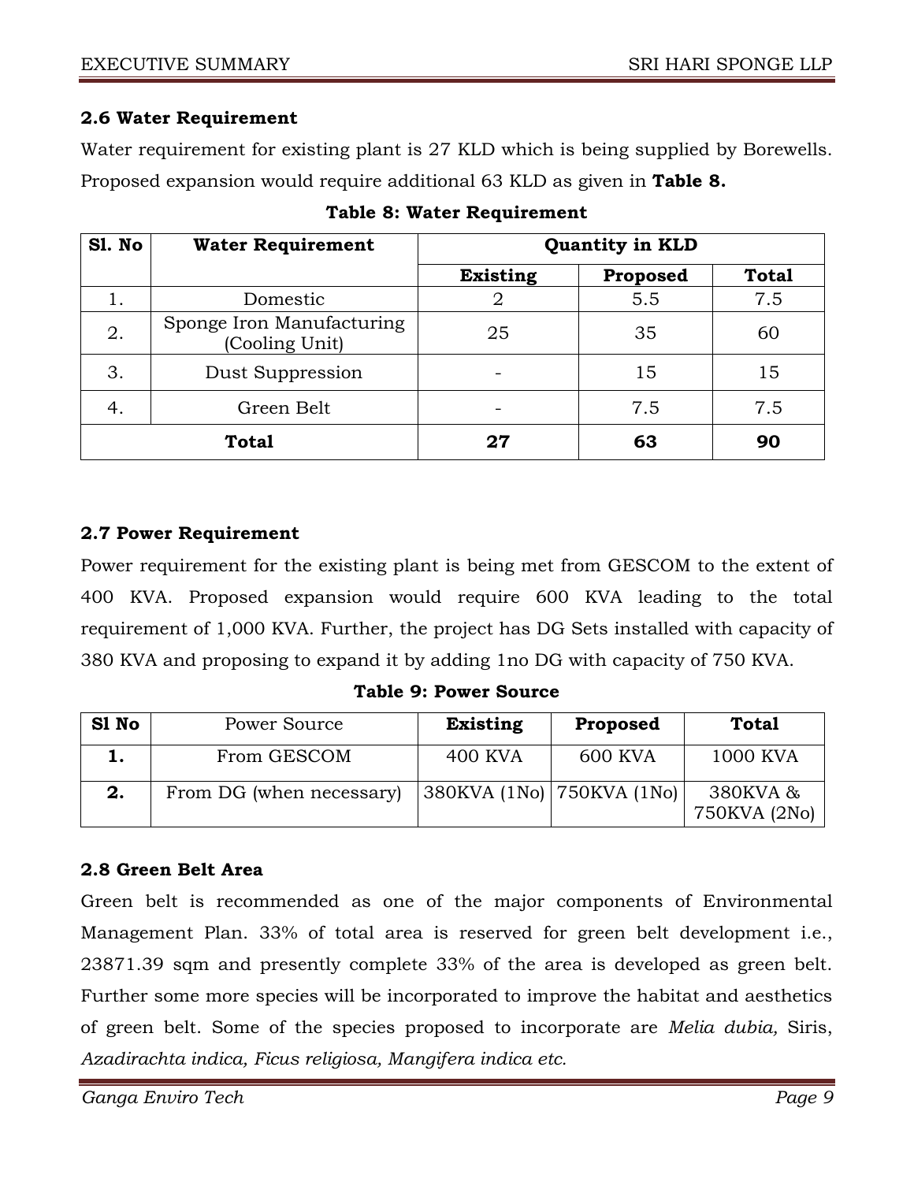### 2.6 Water Requirement

Water requirement for existing plant is 27 KLD which is being supplied by Borewells. Proposed expansion would require additional 63 KLD as given in **Table 8.**

**Table 8: Water Requirement**

| Sl. No | Water Requirement | Quantity in KLD | | |
|---|---|---|---|---|
| | | **Existing** | **Proposed** | **Total** |
| 1. | Domestic | 2 | 5.5 | 7.5 |
| 2. | Sponge Iron Manufacturing (Cooling Unit) | 25 | 35 | 60 |
| 3. | Dust Suppression | - | 15 | 15 |
| 4. | Green Belt | - | 7.5 | 7.5 |
| **Total** | | **27** | **63** | **90** |

### 2.7 Power Requirement

Power requirement for the existing plant is being met from GESCOM to the extent of 400 KVA. Proposed expansion would require 600 KVA leading to the total requirement of 1,000 KVA. Further, the project has DG Sets installed with capacity of 380 KVA and proposing to expand it by adding 1no DG with capacity of 750 KVA.

**Table 9: Power Source**

| Sl No | Power Source | Existing | Proposed | Total |
|---|---|---|---|---|
| **1.** | From GESCOM | 400 KVA | 600 KVA | 1000 KVA |
| **2.** | From DG (when necessary) | 380KVA (1No) | 750KVA (1No) | 380KVA & 750KVA (2No) |

### 2.8 Green Belt Area

Green belt is recommended as one of the major components of Environmental Management Plan. 33% of total area is reserved for green belt development i.e., 23871.39 sqm and presently complete 33% of the area is developed as green belt. Further some more species will be incorporated to improve the habitat and aesthetics of green belt. Some of the species proposed to incorporate are *Melia dubia,* Siris, *Azadirachta indica, Ficus religiosa, Mangifera indica etc.*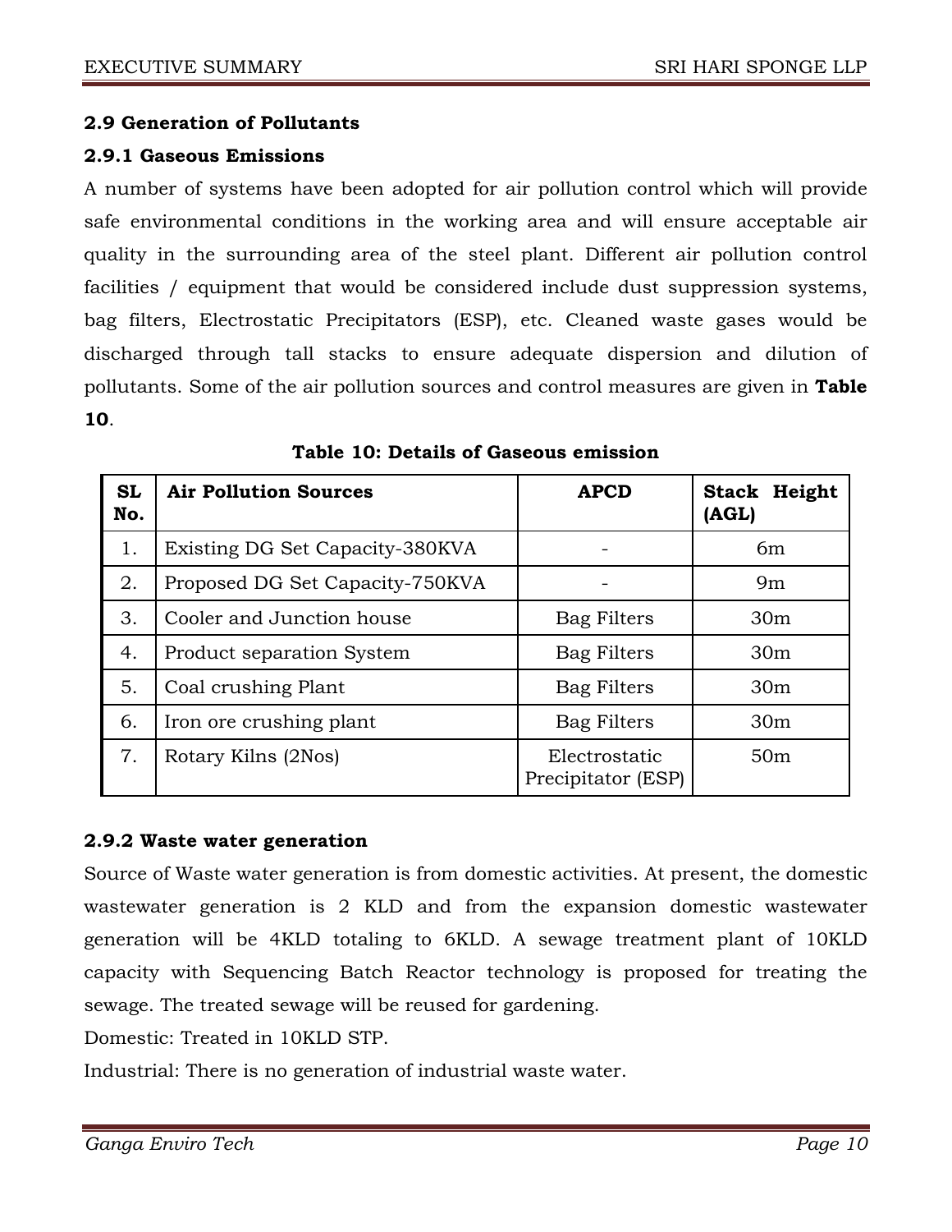### 2.9 Generation of Pollutants

#### 2.9.1 Gaseous Emissions

A number of systems have been adopted for air pollution control which will provide safe environmental conditions in the working area and will ensure acceptable air quality in the surrounding area of the steel plant. Different air pollution control facilities / equipment that would be considered include dust suppression systems, bag filters, Electrostatic Precipitators (ESP), etc. Cleaned waste gases would be discharged through tall stacks to ensure adequate dispersion and dilution of pollutants. Some of the air pollution sources and control measures are given in **Table 10**.

**Table 10: Details of Gaseous emission**

| SL No. | Air Pollution Sources | APCD | Stack Height (AGL) |
|---|---|---|---|
| 1. | Existing DG Set Capacity-380KVA | - | 6m |
| 2. | Proposed DG Set Capacity-750KVA | - | 9m |
| 3. | Cooler and Junction house | Bag Filters | 30m |
| 4. | Product separation System | Bag Filters | 30m |
| 5. | Coal crushing Plant | Bag Filters | 30m |
| 6. | Iron ore crushing plant | Bag Filters | 30m |
| 7. | Rotary Kilns (2Nos) | Electrostatic Precipitator (ESP) | 50m |

#### 2.9.2 Waste water generation

Source of Waste water generation is from domestic activities. At present, the domestic wastewater generation is 2 KLD and from the expansion domestic wastewater generation will be 4KLD totaling to 6KLD. A sewage treatment plant of 10KLD capacity with Sequencing Batch Reactor technology is proposed for treating the sewage. The treated sewage will be reused for gardening.

Domestic: Treated in 10KLD STP.

Industrial: There is no generation of industrial waste water.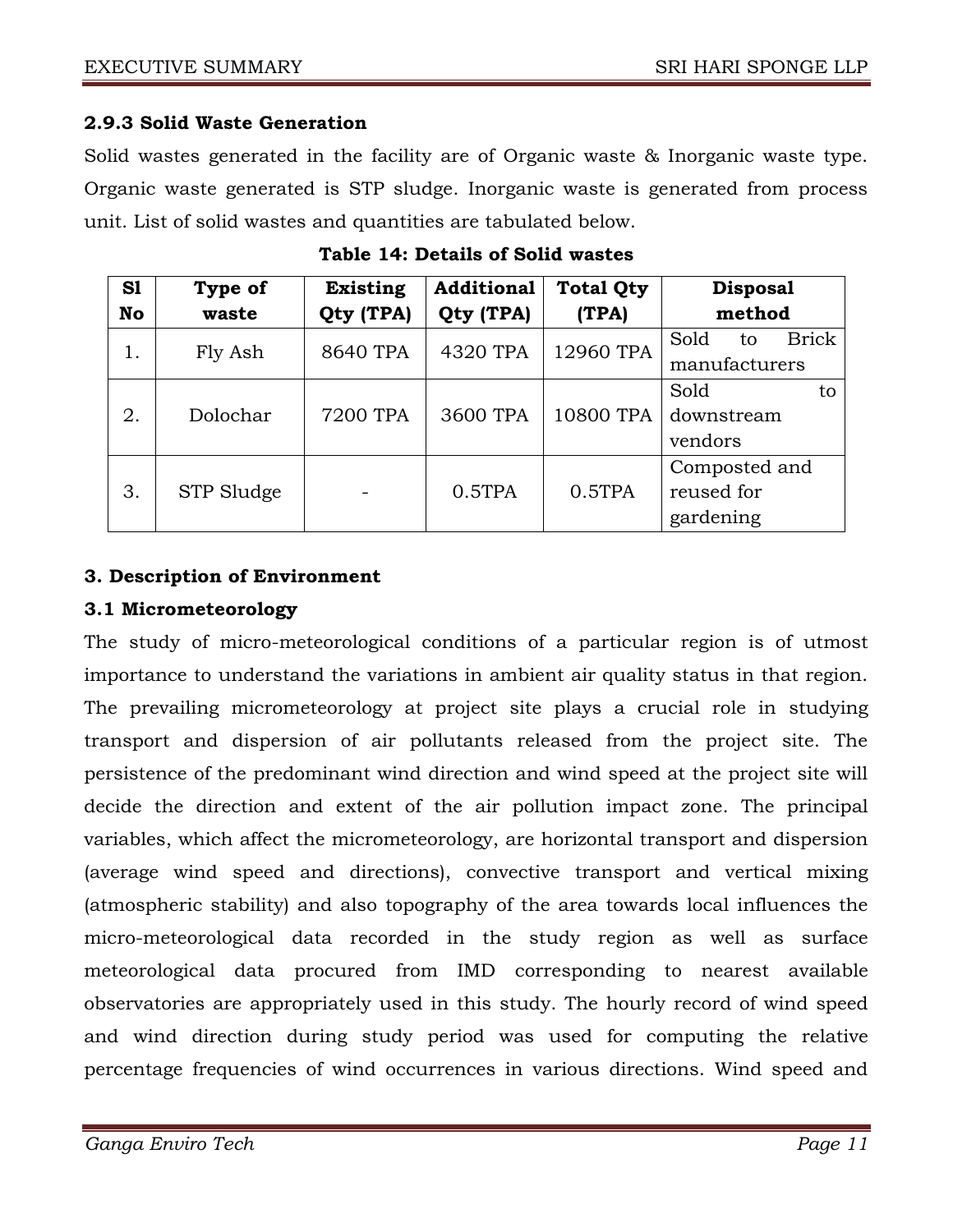### 2.9.3 Solid Waste Generation

Solid wastes generated in the facility are of Organic waste & Inorganic waste type. Organic waste generated is STP sludge. Inorganic waste is generated from process unit. List of solid wastes and quantities are tabulated below.

**Table 14: Details of Solid wastes**

| Sl No | Type of waste | Existing Qty (TPA) | Additional Qty (TPA) | Total Qty (TPA) | Disposal method |
|---|---|---|---|---|---|
| 1. | Fly Ash | 8640 TPA | 4320 TPA | 12960 TPA | Sold to Brick manufacturers |
| 2. | Dolochar | 7200 TPA | 3600 TPA | 10800 TPA | Sold to downstream vendors |
| 3. | STP Sludge | - | 0.5TPA | 0.5TPA | Composted and reused for gardening |

## 3. Description of Environment

### 3.1 Micrometeorology

The study of micro-meteorological conditions of a particular region is of utmost importance to understand the variations in ambient air quality status in that region. The prevailing micrometeorology at project site plays a crucial role in studying transport and dispersion of air pollutants released from the project site. The persistence of the predominant wind direction and wind speed at the project site will decide the direction and extent of the air pollution impact zone. The principal variables, which affect the micrometeorology, are horizontal transport and dispersion (average wind speed and directions), convective transport and vertical mixing (atmospheric stability) and also topography of the area towards local influences the micro-meteorological data recorded in the study region as well as surface meteorological data procured from IMD corresponding to nearest available observatories are appropriately used in this study. The hourly record of wind speed and wind direction during study period was used for computing the relative percentage frequencies of wind occurrences in various directions. Wind speed and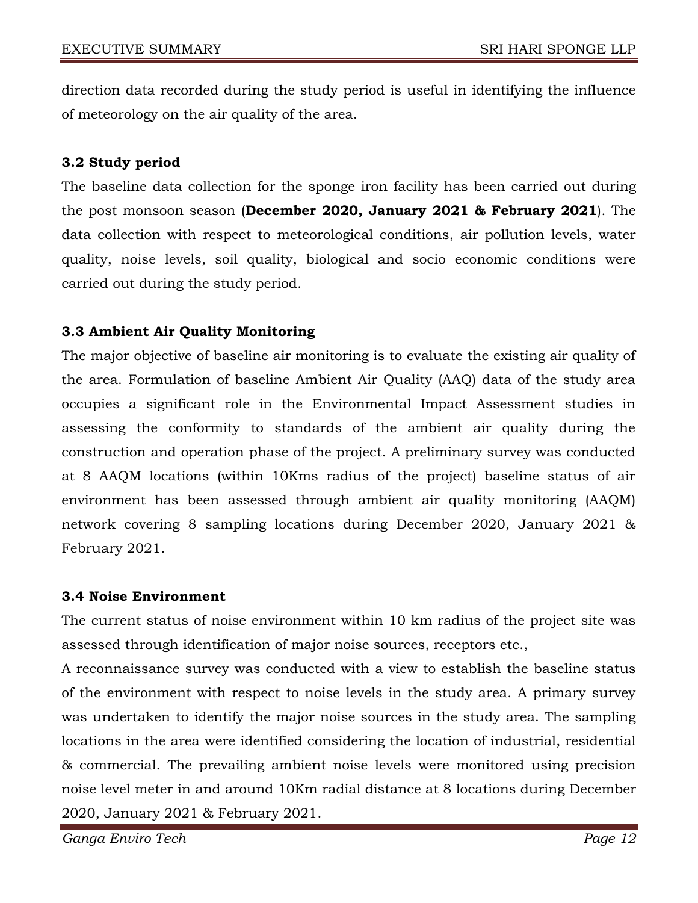direction data recorded during the study period is useful in identifying the influence of meteorology on the air quality of the area.

### 3.2 Study period

The baseline data collection for the sponge iron facility has been carried out during the post monsoon season (**December 2020, January 2021 & February 2021**). The data collection with respect to meteorological conditions, air pollution levels, water quality, noise levels, soil quality, biological and socio economic conditions were carried out during the study period.

### 3.3 Ambient Air Quality Monitoring

The major objective of baseline air monitoring is to evaluate the existing air quality of the area. Formulation of baseline Ambient Air Quality (AAQ) data of the study area occupies a significant role in the Environmental Impact Assessment studies in assessing the conformity to standards of the ambient air quality during the construction and operation phase of the project. A preliminary survey was conducted at 8 AAQM locations (within 10Kms radius of the project) baseline status of air environment has been assessed through ambient air quality monitoring (AAQM) network covering 8 sampling locations during December 2020, January 2021 & February 2021.

### 3.4 Noise Environment

The current status of noise environment within 10 km radius of the project site was assessed through identification of major noise sources, receptors etc.,

A reconnaissance survey was conducted with a view to establish the baseline status of the environment with respect to noise levels in the study area. A primary survey was undertaken to identify the major noise sources in the study area. The sampling locations in the area were identified considering the location of industrial, residential & commercial. The prevailing ambient noise levels were monitored using precision noise level meter in and around 10Km radial distance at 8 locations during December 2020, January 2021 & February 2021.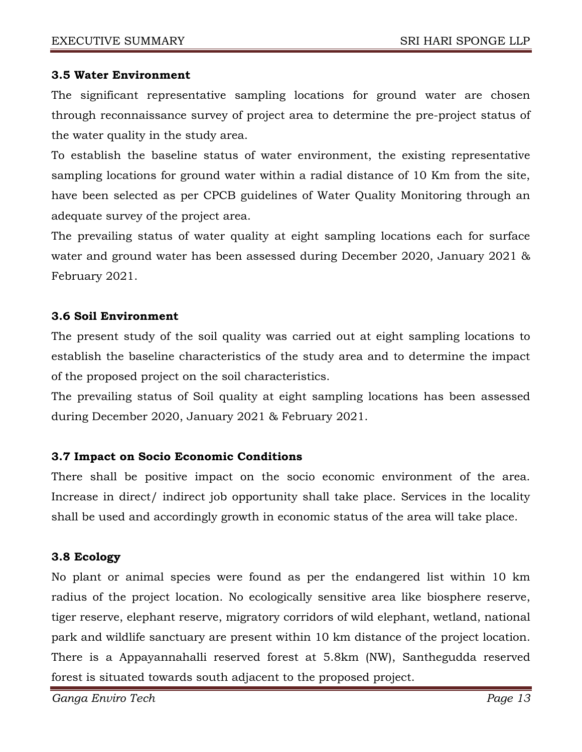### 3.5 Water Environment

The significant representative sampling locations for ground water are chosen through reconnaissance survey of project area to determine the pre-project status of the water quality in the study area.

To establish the baseline status of water environment, the existing representative sampling locations for ground water within a radial distance of 10 Km from the site, have been selected as per CPCB guidelines of Water Quality Monitoring through an adequate survey of the project area.

The prevailing status of water quality at eight sampling locations each for surface water and ground water has been assessed during December 2020, January 2021 & February 2021.

### 3.6 Soil Environment

The present study of the soil quality was carried out at eight sampling locations to establish the baseline characteristics of the study area and to determine the impact of the proposed project on the soil characteristics.

The prevailing status of Soil quality at eight sampling locations has been assessed during December 2020, January 2021 & February 2021.

### 3.7 Impact on Socio Economic Conditions

There shall be positive impact on the socio economic environment of the area. Increase in direct/ indirect job opportunity shall take place. Services in the locality shall be used and accordingly growth in economic status of the area will take place.

### 3.8 Ecology

No plant or animal species were found as per the endangered list within 10 km radius of the project location. No ecologically sensitive area like biosphere reserve, tiger reserve, elephant reserve, migratory corridors of wild elephant, wetland, national park and wildlife sanctuary are present within 10 km distance of the project location. There is a Appayannahalli reserved forest at 5.8km (NW), Santhegudda reserved forest is situated towards south adjacent to the proposed project.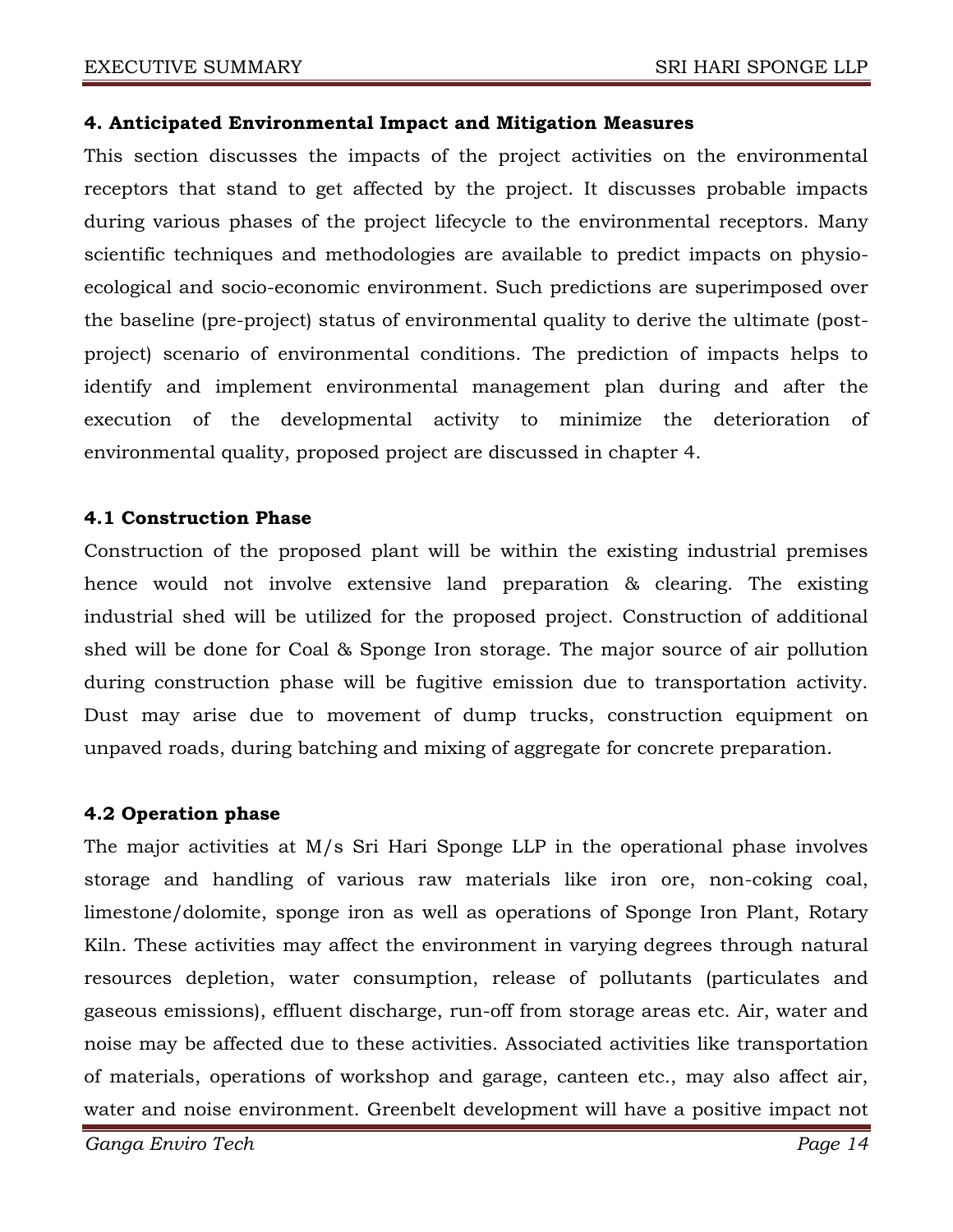## 4. Anticipated Environmental Impact and Mitigation Measures

This section discusses the impacts of the project activities on the environmental receptors that stand to get affected by the project. It discusses probable impacts during various phases of the project lifecycle to the environmental receptors. Many scientific techniques and methodologies are available to predict impacts on physio-ecological and socio-economic environment. Such predictions are superimposed over the baseline (pre-project) status of environmental quality to derive the ultimate (post-project) scenario of environmental conditions. The prediction of impacts helps to identify and implement environmental management plan during and after the execution of the developmental activity to minimize the deterioration of environmental quality, proposed project are discussed in chapter 4.

### 4.1 Construction Phase

Construction of the proposed plant will be within the existing industrial premises hence would not involve extensive land preparation & clearing. The existing industrial shed will be utilized for the proposed project. Construction of additional shed will be done for Coal & Sponge Iron storage. The major source of air pollution during construction phase will be fugitive emission due to transportation activity. Dust may arise due to movement of dump trucks, construction equipment on unpaved roads, during batching and mixing of aggregate for concrete preparation.

### 4.2 Operation phase

The major activities at M/s Sri Hari Sponge LLP in the operational phase involves storage and handling of various raw materials like iron ore, non-coking coal, limestone/dolomite, sponge iron as well as operations of Sponge Iron Plant, Rotary Kiln. These activities may affect the environment in varying degrees through natural resources depletion, water consumption, release of pollutants (particulates and gaseous emissions), effluent discharge, run-off from storage areas etc. Air, water and noise may be affected due to these activities. Associated activities like transportation of materials, operations of workshop and garage, canteen etc., may also affect air, water and noise environment. Greenbelt development will have a positive impact not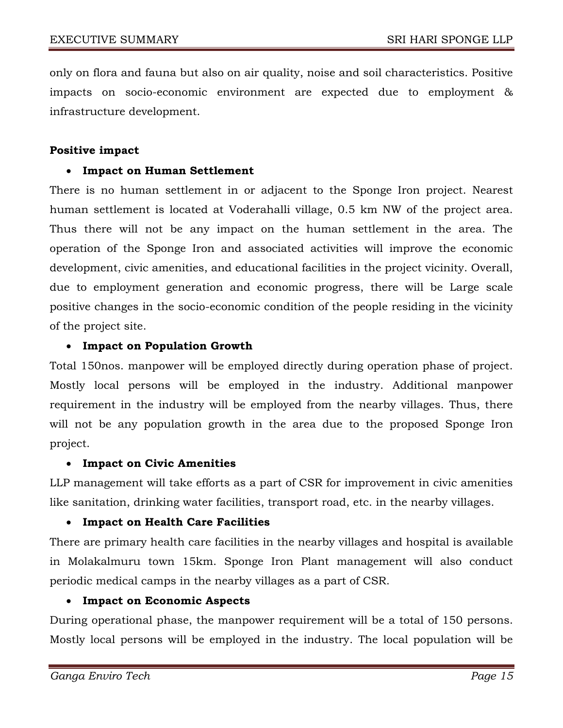only on flora and fauna but also on air quality, noise and soil characteristics. Positive impacts on socio-economic environment are expected due to employment & infrastructure development.

**Positive impact**

- **Impact on Human Settlement**

There is no human settlement in or adjacent to the Sponge Iron project. Nearest human settlement is located at Voderahalli village, 0.5 km NW of the project area. Thus there will not be any impact on the human settlement in the area. The operation of the Sponge Iron and associated activities will improve the economic development, civic amenities, and educational facilities in the project vicinity. Overall, due to employment generation and economic progress, there will be Large scale positive changes in the socio-economic condition of the people residing in the vicinity of the project site.

- **Impact on Population Growth**

Total 150nos. manpower will be employed directly during operation phase of project. Mostly local persons will be employed in the industry. Additional manpower requirement in the industry will be employed from the nearby villages. Thus, there will not be any population growth in the area due to the proposed Sponge Iron project.

- **Impact on Civic Amenities**

LLP management will take efforts as a part of CSR for improvement in civic amenities like sanitation, drinking water facilities, transport road, etc. in the nearby villages.

- **Impact on Health Care Facilities**

There are primary health care facilities in the nearby villages and hospital is available in Molakalmuru town 15km. Sponge Iron Plant management will also conduct periodic medical camps in the nearby villages as a part of CSR.

- **Impact on Economic Aspects**

During operational phase, the manpower requirement will be a total of 150 persons. Mostly local persons will be employed in the industry. The local population will be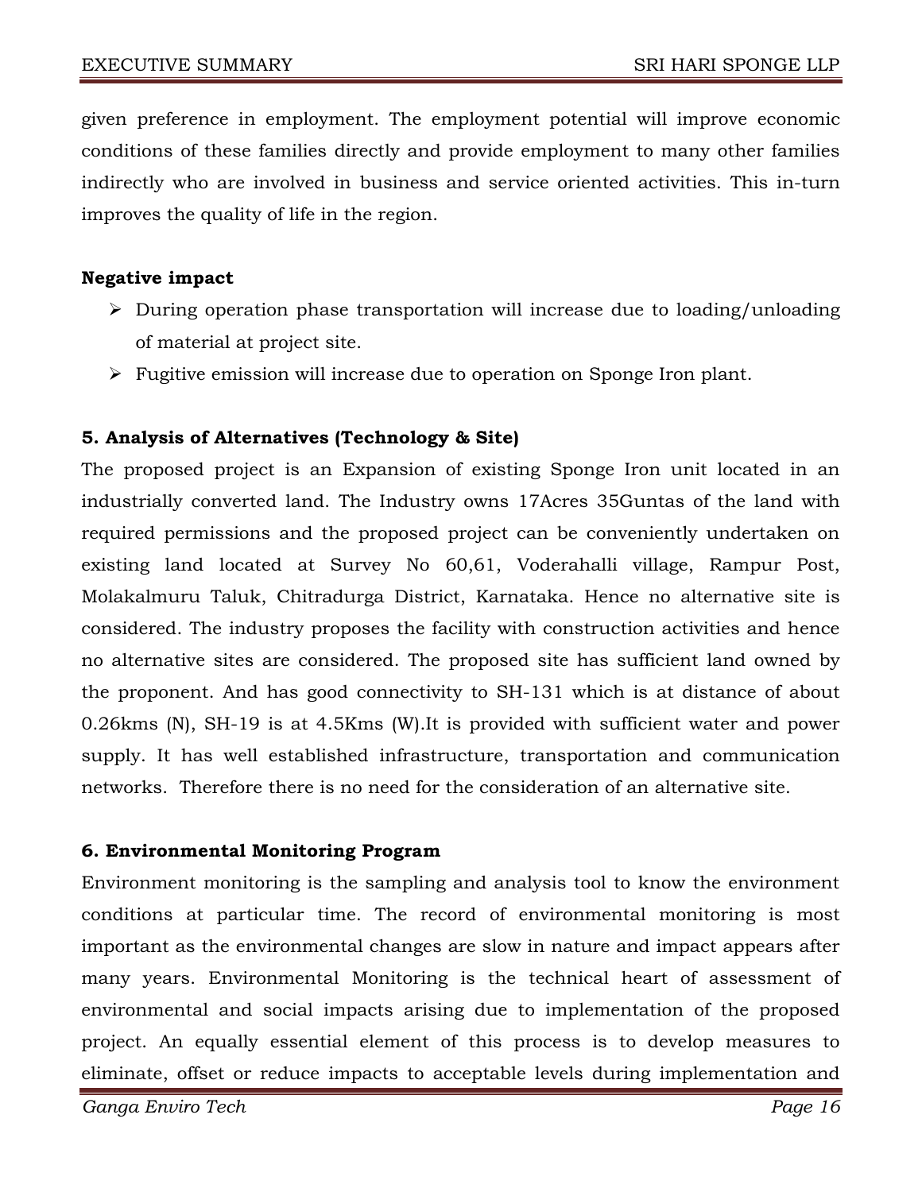given preference in employment. The employment potential will improve economic conditions of these families directly and provide employment to many other families indirectly who are involved in business and service oriented activities. This in-turn improves the quality of life in the region.

**Negative impact**

- During operation phase transportation will increase due to loading/unloading of material at project site.
- Fugitive emission will increase due to operation on Sponge Iron plant.

## 5. Analysis of Alternatives (Technology & Site)

The proposed project is an Expansion of existing Sponge Iron unit located in an industrially converted land. The Industry owns 17Acres 35Guntas of the land with required permissions and the proposed project can be conveniently undertaken on existing land located at Survey No 60,61, Voderahalli village, Rampur Post, Molakalmuru Taluk, Chitradurga District, Karnataka. Hence no alternative site is considered. The industry proposes the facility with construction activities and hence no alternative sites are considered. The proposed site has sufficient land owned by the proponent. And has good connectivity to SH-131 which is at distance of about 0.26kms (N), SH-19 is at 4.5Kms (W).It is provided with sufficient water and power supply. It has well established infrastructure, transportation and communication networks. Therefore there is no need for the consideration of an alternative site.

## 6. Environmental Monitoring Program

Environment monitoring is the sampling and analysis tool to know the environment conditions at particular time. The record of environmental monitoring is most important as the environmental changes are slow in nature and impact appears after many years. Environmental Monitoring is the technical heart of assessment of environmental and social impacts arising due to implementation of the proposed project. An equally essential element of this process is to develop measures to eliminate, offset or reduce impacts to acceptable levels during implementation and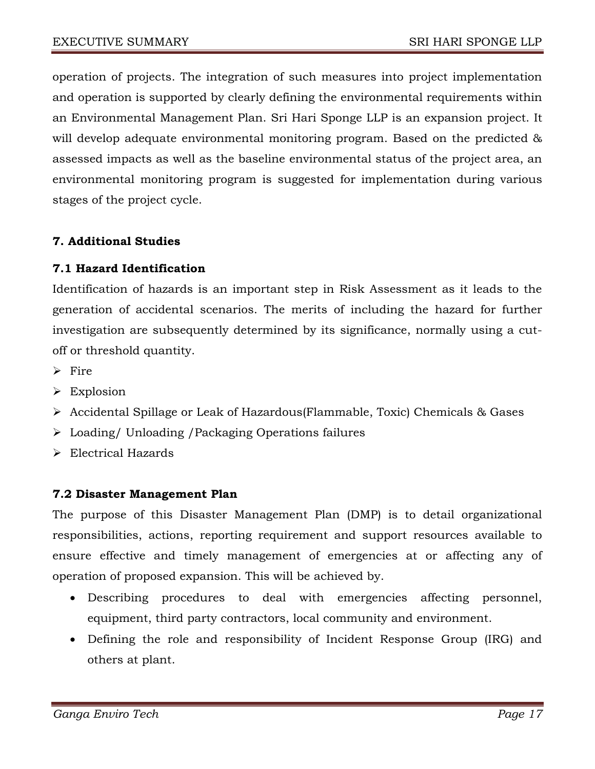operation of projects. The integration of such measures into project implementation and operation is supported by clearly defining the environmental requirements within an Environmental Management Plan. Sri Hari Sponge LLP is an expansion project. It will develop adequate environmental monitoring program. Based on the predicted & assessed impacts as well as the baseline environmental status of the project area, an environmental monitoring program is suggested for implementation during various stages of the project cycle.

## 7. Additional Studies

### 7.1 Hazard Identification

Identification of hazards is an important step in Risk Assessment as it leads to the generation of accidental scenarios. The merits of including the hazard for further investigation are subsequently determined by its significance, normally using a cut-off or threshold quantity.

- Fire
- Explosion
- Accidental Spillage or Leak of Hazardous(Flammable, Toxic) Chemicals & Gases
- Loading/ Unloading /Packaging Operations failures
- Electrical Hazards

### 7.2 Disaster Management Plan

The purpose of this Disaster Management Plan (DMP) is to detail organizational responsibilities, actions, reporting requirement and support resources available to ensure effective and timely management of emergencies at or affecting any of operation of proposed expansion. This will be achieved by.

- Describing procedures to deal with emergencies affecting personnel, equipment, third party contractors, local community and environment.
- Defining the role and responsibility of Incident Response Group (IRG) and others at plant.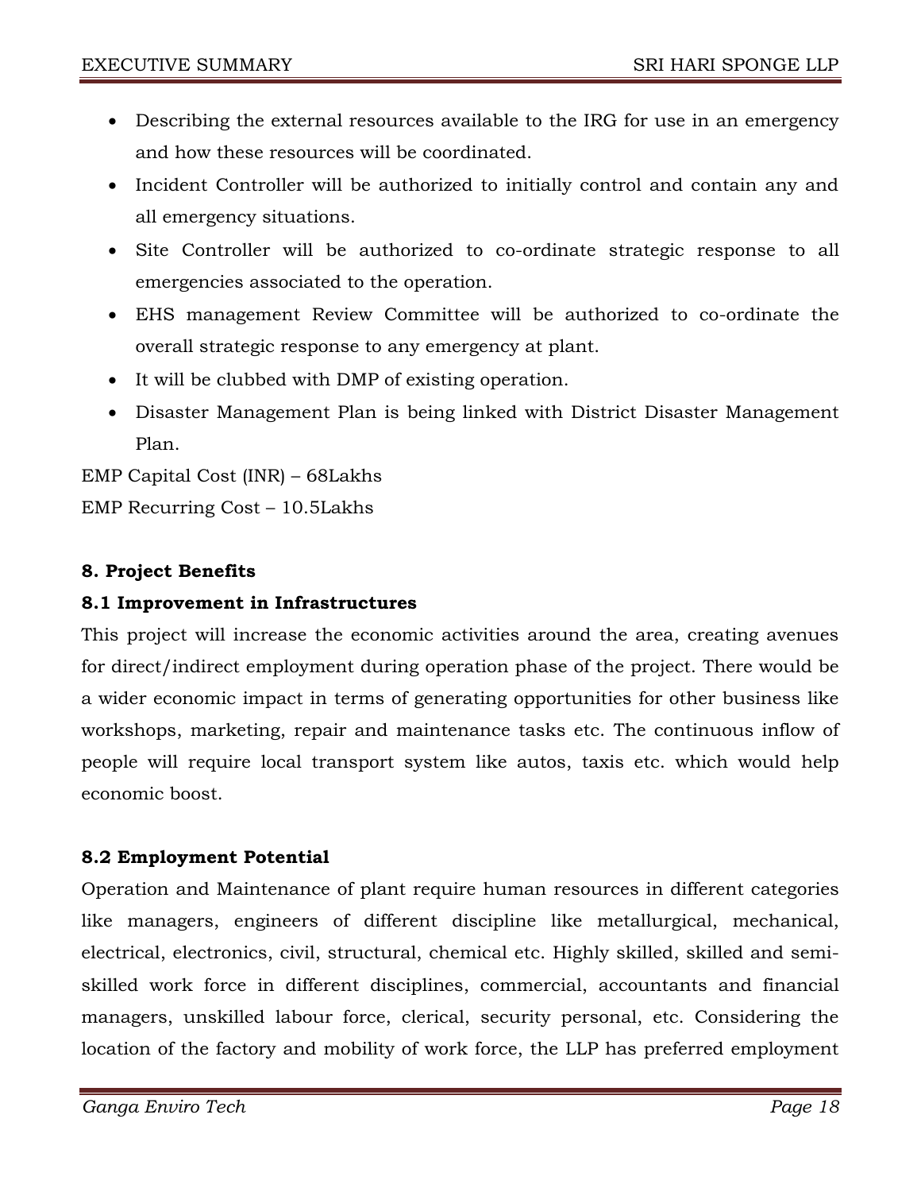- Describing the external resources available to the IRG for use in an emergency and how these resources will be coordinated.
- Incident Controller will be authorized to initially control and contain any and all emergency situations.
- Site Controller will be authorized to co-ordinate strategic response to all emergencies associated to the operation.
- EHS management Review Committee will be authorized to co-ordinate the overall strategic response to any emergency at plant.
- It will be clubbed with DMP of existing operation.
- Disaster Management Plan is being linked with District Disaster Management Plan.

EMP Capital Cost (INR) – 68Lakhs

EMP Recurring Cost – 10.5Lakhs

## 8. Project Benefits

### 8.1 Improvement in Infrastructures

This project will increase the economic activities around the area, creating avenues for direct/indirect employment during operation phase of the project. There would be a wider economic impact in terms of generating opportunities for other business like workshops, marketing, repair and maintenance tasks etc. The continuous inflow of people will require local transport system like autos, taxis etc. which would help economic boost.

### 8.2 Employment Potential

Operation and Maintenance of plant require human resources in different categories like managers, engineers of different discipline like metallurgical, mechanical, electrical, electronics, civil, structural, chemical etc. Highly skilled, skilled and semi-skilled work force in different disciplines, commercial, accountants and financial managers, unskilled labour force, clerical, security personal, etc. Considering the location of the factory and mobility of work force, the LLP has preferred employment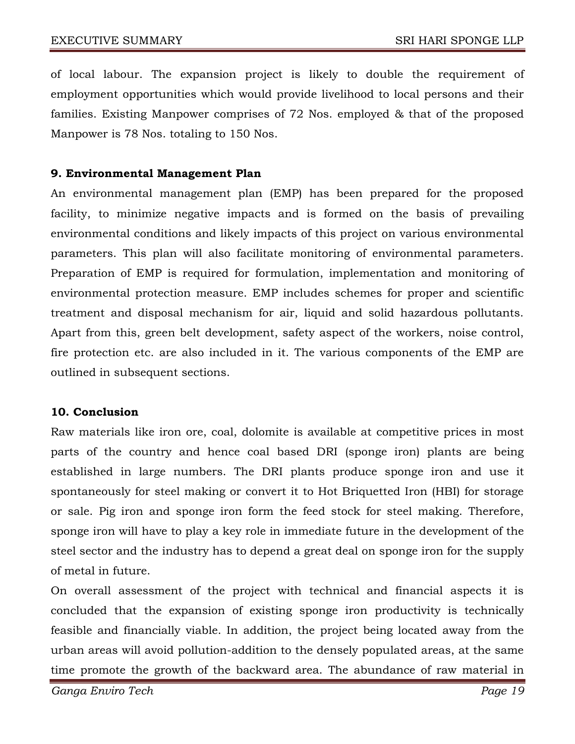of local labour. The expansion project is likely to double the requirement of employment opportunities which would provide livelihood to local persons and their families. Existing Manpower comprises of 72 Nos. employed & that of the proposed Manpower is 78 Nos. totaling to 150 Nos.

**9. Environmental Management Plan**

An environmental management plan (EMP) has been prepared for the proposed facility, to minimize negative impacts and is formed on the basis of prevailing environmental conditions and likely impacts of this project on various environmental parameters. This plan will also facilitate monitoring of environmental parameters. Preparation of EMP is required for formulation, implementation and monitoring of environmental protection measure. EMP includes schemes for proper and scientific treatment and disposal mechanism for air, liquid and solid hazardous pollutants. Apart from this, green belt development, safety aspect of the workers, noise control, fire protection etc. are also included in it. The various components of the EMP are outlined in subsequent sections.

**10. Conclusion**

Raw materials like iron ore, coal, dolomite is available at competitive prices in most parts of the country and hence coal based DRI (sponge iron) plants are being established in large numbers. The DRI plants produce sponge iron and use it spontaneously for steel making or convert it to Hot Briquetted Iron (HBI) for storage or sale. Pig iron and sponge iron form the feed stock for steel making. Therefore, sponge iron will have to play a key role in immediate future in the development of the steel sector and the industry has to depend a great deal on sponge iron for the supply of metal in future.

On overall assessment of the project with technical and financial aspects it is concluded that the expansion of existing sponge iron productivity is technically feasible and financially viable. In addition, the project being located away from the urban areas will avoid pollution-addition to the densely populated areas, at the same time promote the growth of the backward area. The abundance of raw material in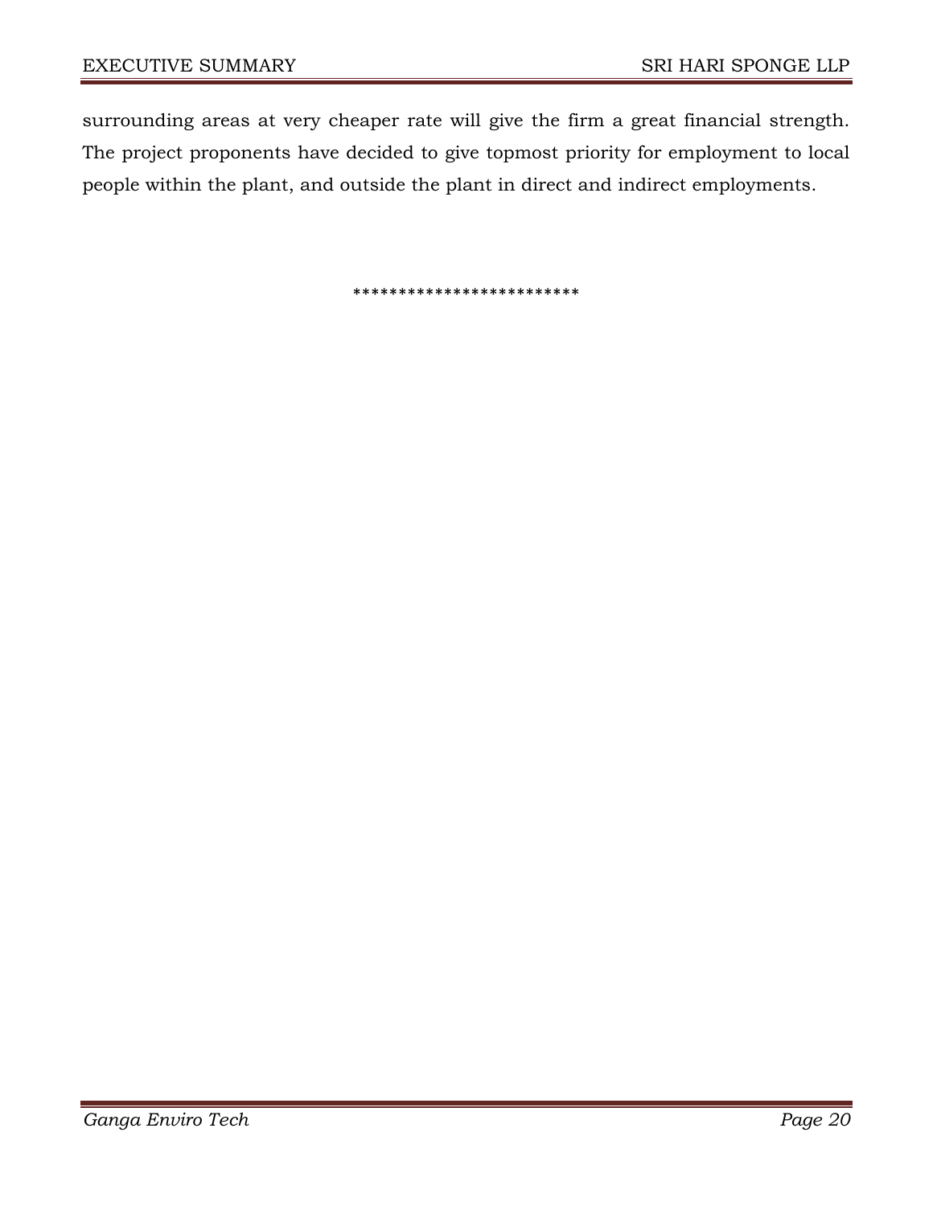surrounding areas at very cheaper rate will give the firm a great financial strength. The project proponents have decided to give topmost priority for employment to local people within the plant, and outside the plant in direct and indirect employments.

*************************